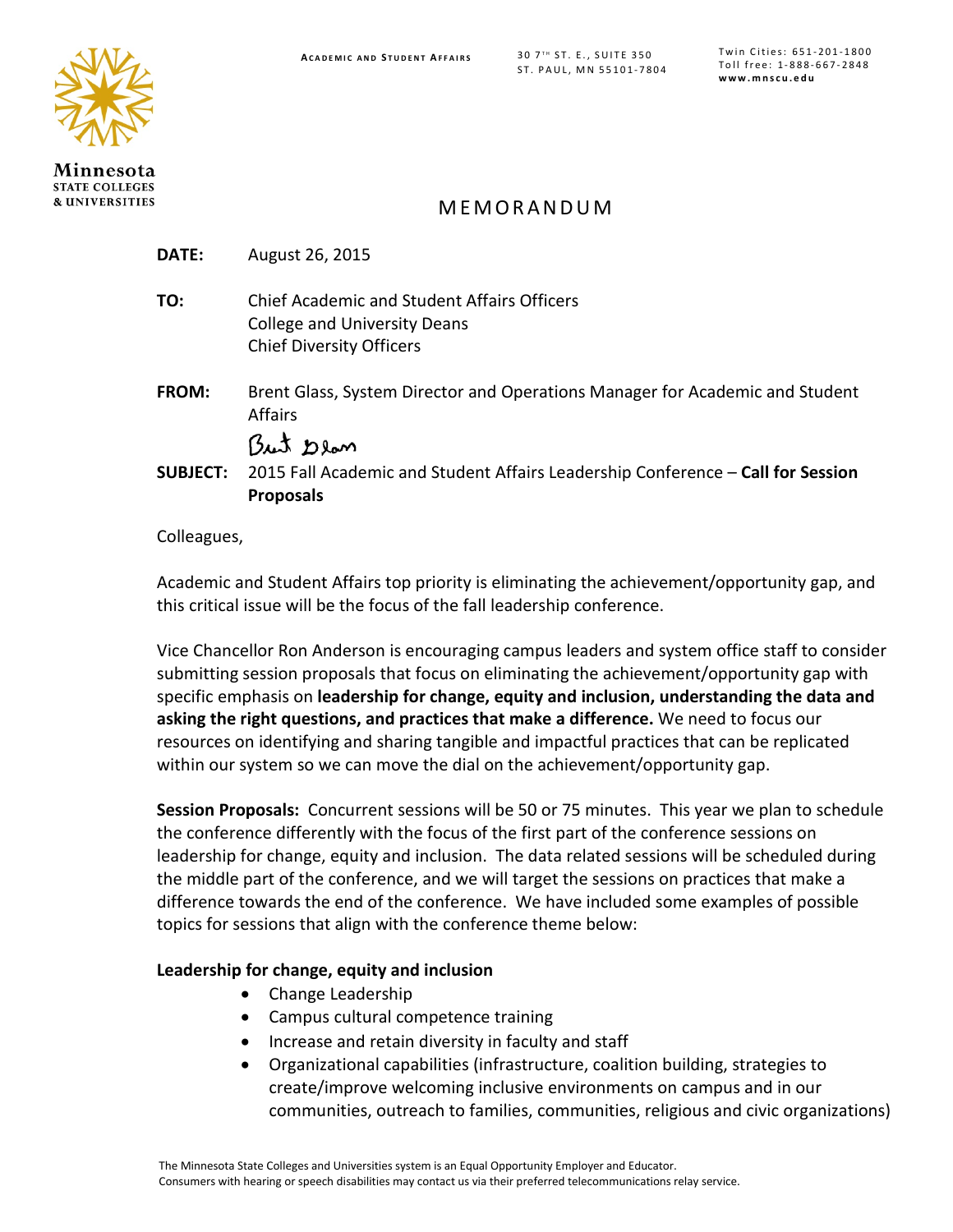Minnesota
STATE COLLEGES
& UNIVERSITIES

ACADEMIC AND STUDENT AFFAIRS

30 7TH ST. E., SUITE 350
ST. PAUL, MN 55101-7804

Twin Cities: 651-201-1800
Toll free: 1-888-667-2848
www.mnscu.edu

# MEMORANDUM

**DATE:** August 26, 2015

**TO:** Chief Academic and Student Affairs Officers
College and University Deans
Chief Diversity Officers

**FROM:** Brent Glass, System Director and Operations Manager for Academic and Student Affairs

**SUBJECT:** 2015 Fall Academic and Student Affairs Leadership Conference – **Call for Session Proposals**

Colleagues,

Academic and Student Affairs top priority is eliminating the achievement/opportunity gap, and this critical issue will be the focus of the fall leadership conference.

Vice Chancellor Ron Anderson is encouraging campus leaders and system office staff to consider submitting session proposals that focus on eliminating the achievement/opportunity gap with specific emphasis on **leadership for change, equity and inclusion, understanding the data and asking the right questions, and practices that make a difference.** We need to focus our resources on identifying and sharing tangible and impactful practices that can be replicated within our system so we can move the dial on the achievement/opportunity gap.

**Session Proposals:** Concurrent sessions will be 50 or 75 minutes. This year we plan to schedule the conference differently with the focus of the first part of the conference sessions on leadership for change, equity and inclusion. The data related sessions will be scheduled during the middle part of the conference, and we will target the sessions on practices that make a difference towards the end of the conference. We have included some examples of possible topics for sessions that align with the conference theme below:

**Leadership for change, equity and inclusion**

- Change Leadership
- Campus cultural competence training
- Increase and retain diversity in faculty and staff
- Organizational capabilities (infrastructure, coalition building, strategies to create/improve welcoming inclusive environments on campus and in our communities, outreach to families, communities, religious and civic organizations)

The Minnesota State Colleges and Universities system is an Equal Opportunity Employer and Educator.
Consumers with hearing or speech disabilities may contact us via their preferred telecommunications relay service.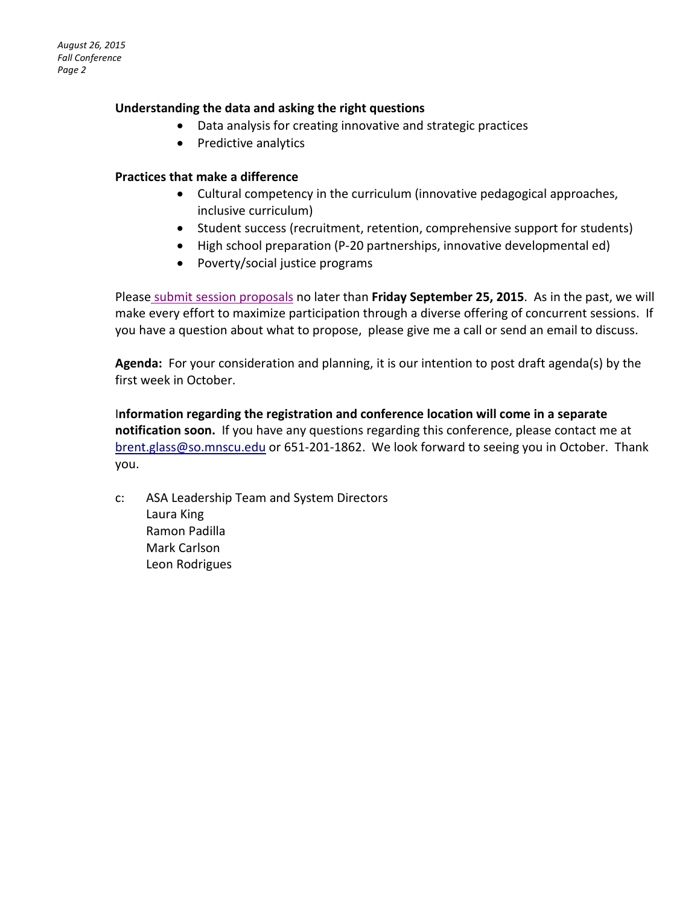**Understanding the data and asking the right questions**

- Data analysis for creating innovative and strategic practices
- Predictive analytics

**Practices that make a difference**

- Cultural competency in the curriculum (innovative pedagogical approaches, inclusive curriculum)
- Student success (recruitment, retention, comprehensive support for students)
- High school preparation (P-20 partnerships, innovative developmental ed)
- Poverty/social justice programs

Please submit session proposals no later than **Friday September 25, 2015**. As in the past, we will make every effort to maximize participation through a diverse offering of concurrent sessions. If you have a question about what to propose, please give me a call or send an email to discuss.

**Agenda:** For your consideration and planning, it is our intention to post draft agenda(s) by the first week in October.

**Information regarding the registration and conference location will come in a separate notification soon.** If you have any questions regarding this conference, please contact me at brent.glass@so.mnscu.edu or 651-201-1862. We look forward to seeing you in October. Thank you.

c: ASA Leadership Team and System Directors
Laura King
Ramon Padilla
Mark Carlson
Leon Rodrigues